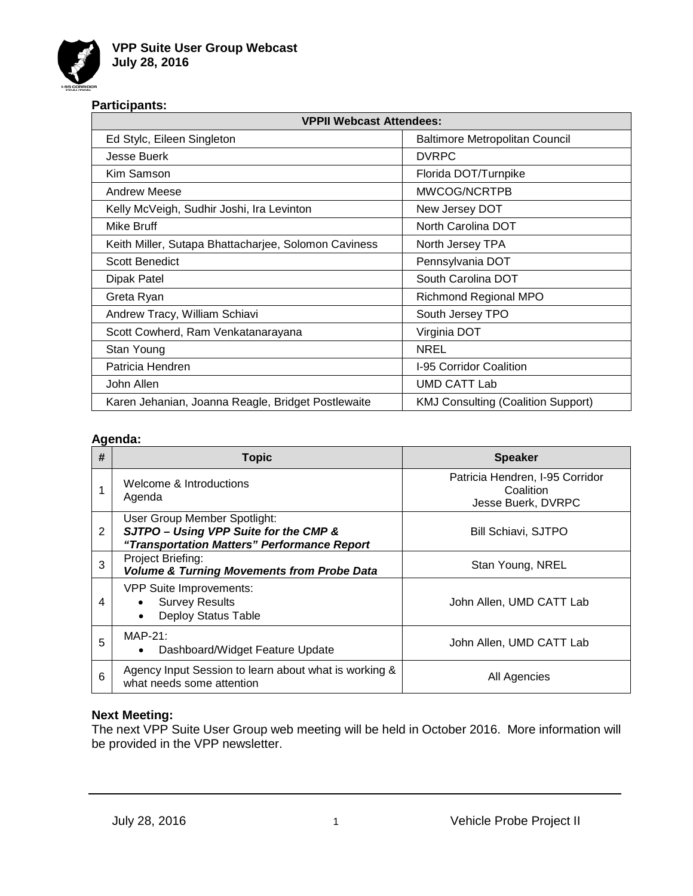# VPP Suite User Group Webcast
**July 28, 2016**

**Participants:**

| VPPII Webcast Attendees: | |
|---|---|
| Ed Stylc, Eileen Singleton | Baltimore Metropolitan Council |
| Jesse Buerk | DVRPC |
| Kim Samson | Florida DOT/Turnpike |
| Andrew Meese | MWCOG/NCRTPB |
| Kelly McVeigh, Sudhir Joshi, Ira Levinton | New Jersey DOT |
| Mike Bruff | North Carolina DOT |
| Keith Miller, Sutapa Bhattacharjee, Solomon Caviness | North Jersey TPA |
| Scott Benedict | Pennsylvania DOT |
| Dipak Patel | South Carolina DOT |
| Greta Ryan | Richmond Regional MPO |
| Andrew Tracy, William Schiavi | South Jersey TPO |
| Scott Cowherd, Ram Venkatanarayana | Virginia DOT |
| Stan Young | NREL |
| Patricia Hendren | I-95 Corridor Coalition |
| John Allen | UMD CATT Lab |
| Karen Jehanian, Joanna Reagle, Bridget Postlewaite | KMJ Consulting (Coalition Support) |

**Agenda:**

| # | Topic | Speaker |
|---|---|---|
| 1 | Welcome & Introductions<br>Agenda | Patricia Hendren, I-95 Corridor Coalition<br>Jesse Buerk, DVRPC |
| 2 | User Group Member Spotlight:<br>***SJTPO – Using VPP Suite for the CMP & "Transportation Matters" Performance Report*** | Bill Schiavi, SJTPO |
| 3 | Project Briefing:<br>***Volume & Turning Movements from Probe Data*** | Stan Young, NREL |
| 4 | VPP Suite Improvements:<br>• Survey Results<br>• Deploy Status Table | John Allen, UMD CATT Lab |
| 5 | MAP-21:<br>• Dashboard/Widget Feature Update | John Allen, UMD CATT Lab |
| 6 | Agency Input Session to learn about what is working & what needs some attention | All Agencies |

**Next Meeting:**

The next VPP Suite User Group web meeting will be held in October 2016. More information will be provided in the VPP newsletter.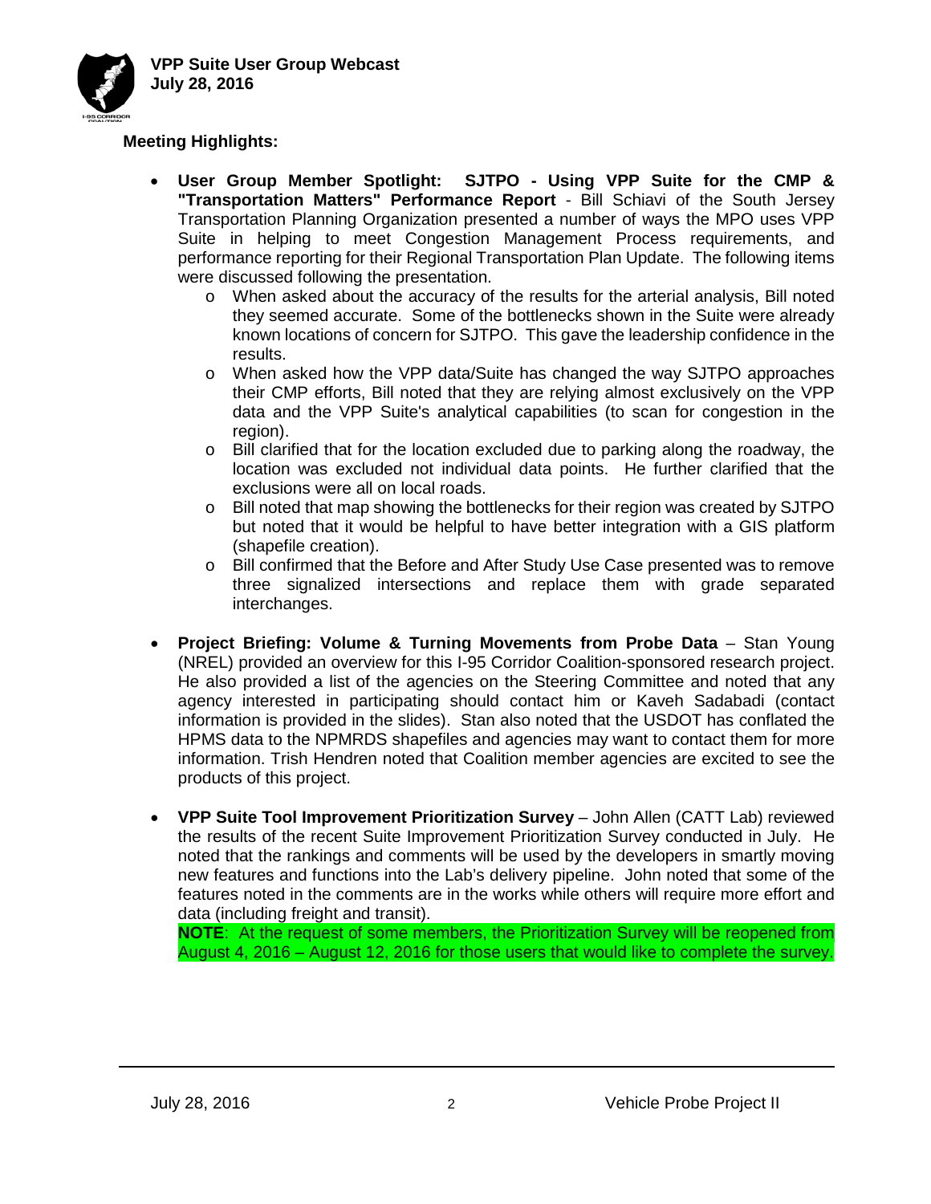**Meeting Highlights:**

- **User Group Member Spotlight: SJTPO - Using VPP Suite for the CMP & "Transportation Matters" Performance Report** - Bill Schiavi of the South Jersey Transportation Planning Organization presented a number of ways the MPO uses VPP Suite in helping to meet Congestion Management Process requirements, and performance reporting for their Regional Transportation Plan Update. The following items were discussed following the presentation.
  - When asked about the accuracy of the results for the arterial analysis, Bill noted they seemed accurate. Some of the bottlenecks shown in the Suite were already known locations of concern for SJTPO. This gave the leadership confidence in the results.
  - When asked how the VPP data/Suite has changed the way SJTPO approaches their CMP efforts, Bill noted that they are relying almost exclusively on the VPP data and the VPP Suite's analytical capabilities (to scan for congestion in the region).
  - Bill clarified that for the location excluded due to parking along the roadway, the location was excluded not individual data points. He further clarified that the exclusions were all on local roads.
  - Bill noted that map showing the bottlenecks for their region was created by SJTPO but noted that it would be helpful to have better integration with a GIS platform (shapefile creation).
  - Bill confirmed that the Before and After Study Use Case presented was to remove three signalized intersections and replace them with grade separated interchanges.

- **Project Briefing: Volume & Turning Movements from Probe Data** – Stan Young (NREL) provided an overview for this I-95 Corridor Coalition-sponsored research project. He also provided a list of the agencies on the Steering Committee and noted that any agency interested in participating should contact him or Kaveh Sadabadi (contact information is provided in the slides). Stan also noted that the USDOT has conflated the HPMS data to the NPMRDS shapefiles and agencies may want to contact them for more information. Trish Hendren noted that Coalition member agencies are excited to see the products of this project.

- **VPP Suite Tool Improvement Prioritization Survey** – John Allen (CATT Lab) reviewed the results of the recent Suite Improvement Prioritization Survey conducted in July. He noted that the rankings and comments will be used by the developers in smartly moving new features and functions into the Lab's delivery pipeline. John noted that some of the features noted in the comments are in the works while others will require more effort and data (including freight and transit).

  **NOTE**: At the request of some members, the Prioritization Survey will be reopened from August 4, 2016 – August 12, 2016 for those users that would like to complete the survey.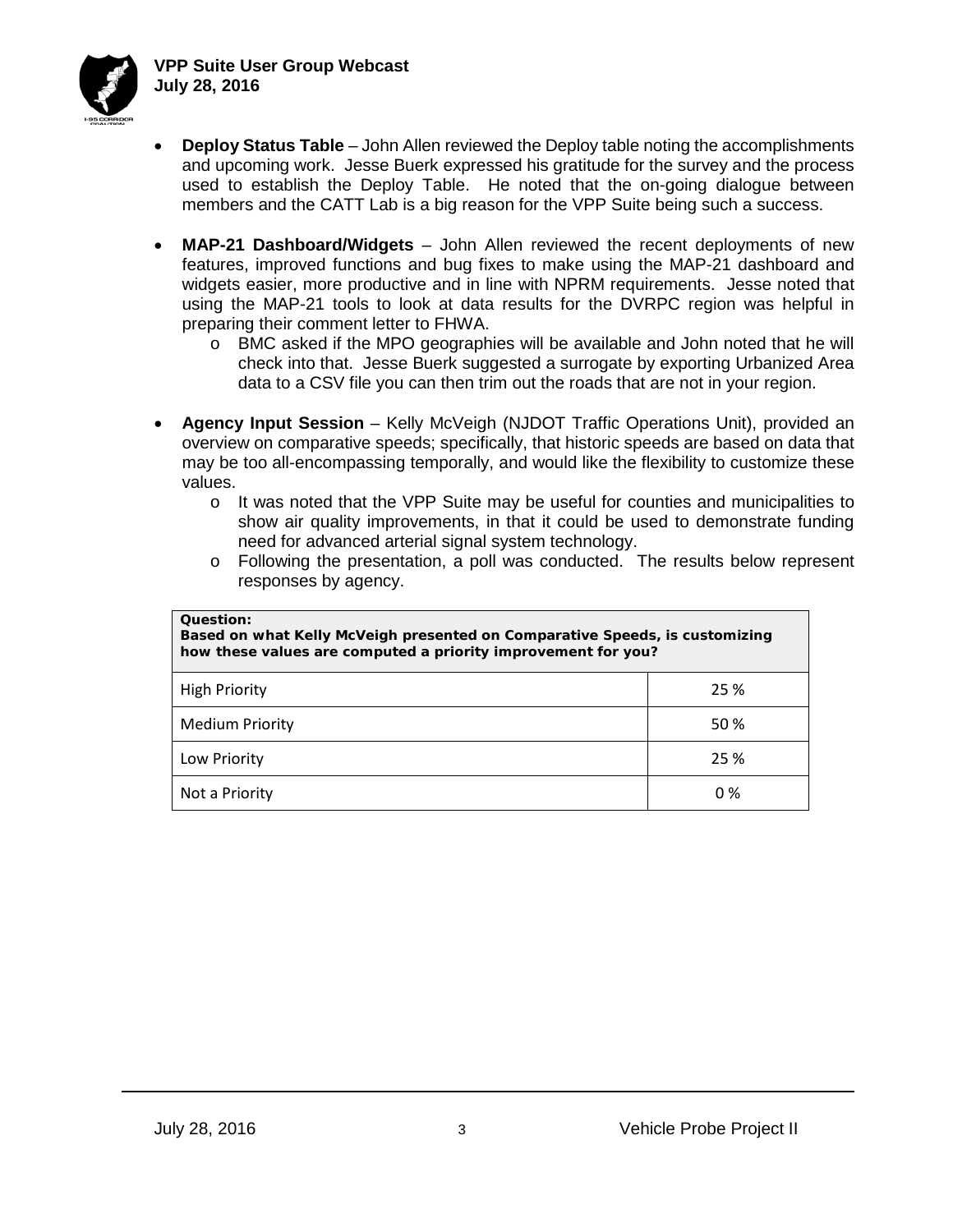- **Deploy Status Table** – John Allen reviewed the Deploy table noting the accomplishments and upcoming work. Jesse Buerk expressed his gratitude for the survey and the process used to establish the Deploy Table. He noted that the on-going dialogue between members and the CATT Lab is a big reason for the VPP Suite being such a success.

- **MAP-21 Dashboard/Widgets** – John Allen reviewed the recent deployments of new features, improved functions and bug fixes to make using the MAP-21 dashboard and widgets easier, more productive and in line with NPRM requirements. Jesse noted that using the MAP-21 tools to look at data results for the DVRPC region was helpful in preparing their comment letter to FHWA.
  - BMC asked if the MPO geographies will be available and John noted that he will check into that. Jesse Buerk suggested a surrogate by exporting Urbanized Area data to a CSV file you can then trim out the roads that are not in your region.

- **Agency Input Session** – Kelly McVeigh (NJDOT Traffic Operations Unit), provided an overview on comparative speeds; specifically, that historic speeds are based on data that may be too all-encompassing temporally, and would like the flexibility to customize these values.
  - It was noted that the VPP Suite may be useful for counties and municipalities to show air quality improvements, in that it could be used to demonstrate funding need for advanced arterial signal system technology.
  - Following the presentation, a poll was conducted. The results below represent responses by agency.

| **Question:** **Based on what Kelly McVeigh presented on Comparative Speeds, is customizing how these values are computed a priority improvement for you?** | |
|---|---|
| High Priority | 25 % |
| Medium Priority | 50 % |
| Low Priority | 25 % |
| Not a Priority | 0 % |